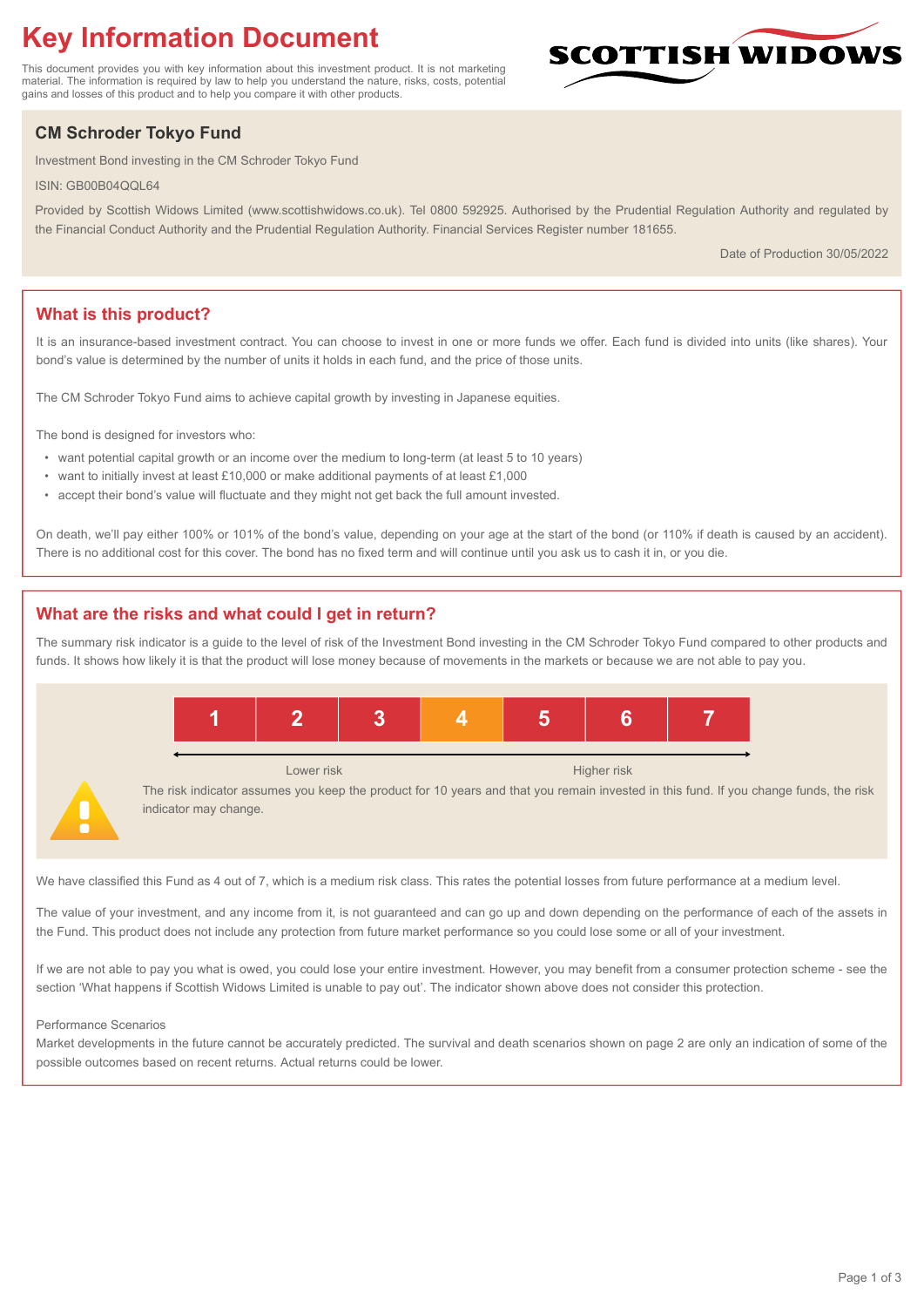# Key Information Document

This document provides you with key information about this investment product. It is not marketing material. The information is required by law to help you understand the nature, risks, costs, potential gains and losses of this product and to help you compare it with other products.

SCOTTISH WIDOWS

## CM Schroder Tokyo Fund

Investment Bond investing in the CM Schroder Tokyo Fund

ISIN: GB00B04QQL64

Provided by Scottish Widows Limited (www.scottishwidows.co.uk). Tel 0800 592925. Authorised by the Prudential Regulation Authority and regulated by the Financial Conduct Authority and the Prudential Regulation Authority. Financial Services Register number 181655.

Date of Production 30/05/2022

## What is this product?

It is an insurance-based investment contract. You can choose to invest in one or more funds we offer. Each fund is divided into units (like shares). Your bond's value is determined by the number of units it holds in each fund, and the price of those units.

The CM Schroder Tokyo Fund aims to achieve capital growth by investing in Japanese equities.

The bond is designed for investors who:

- want potential capital growth or an income over the medium to long-term (at least 5 to 10 years)
- want to initially invest at least £10,000 or make additional payments of at least £1,000
- accept their bond's value will fluctuate and they might not get back the full amount invested.

On death, we'll pay either 100% or 101% of the bond's value, depending on your age at the start of the bond (or 110% if death is caused by an accident). There is no additional cost for this cover. The bond has no fixed term and will continue until you ask us to cash it in, or you die.

## What are the risks and what could I get in return?

The summary risk indicator is a guide to the level of risk of the Investment Bond investing in the CM Schroder Tokyo Fund compared to other products and funds. It shows how likely it is that the product will lose money because of movements in the markets or because we are not able to pay you.

1 2 3 **4** 5 6 7

Lower risk — Higher risk

The risk indicator assumes you keep the product for 10 years and that you remain invested in this fund. If you change funds, the risk indicator may change.

We have classified this Fund as 4 out of 7, which is a medium risk class. This rates the potential losses from future performance at a medium level.

The value of your investment, and any income from it, is not guaranteed and can go up and down depending on the performance of each of the assets in the Fund. This product does not include any protection from future market performance so you could lose some or all of your investment.

If we are not able to pay you what is owed, you could lose your entire investment. However, you may benefit from a consumer protection scheme - see the section 'What happens if Scottish Widows Limited is unable to pay out'. The indicator shown above does not consider this protection.

Performance Scenarios

Market developments in the future cannot be accurately predicted. The survival and death scenarios shown on page 2 are only an indication of some of the possible outcomes based on recent returns. Actual returns could be lower.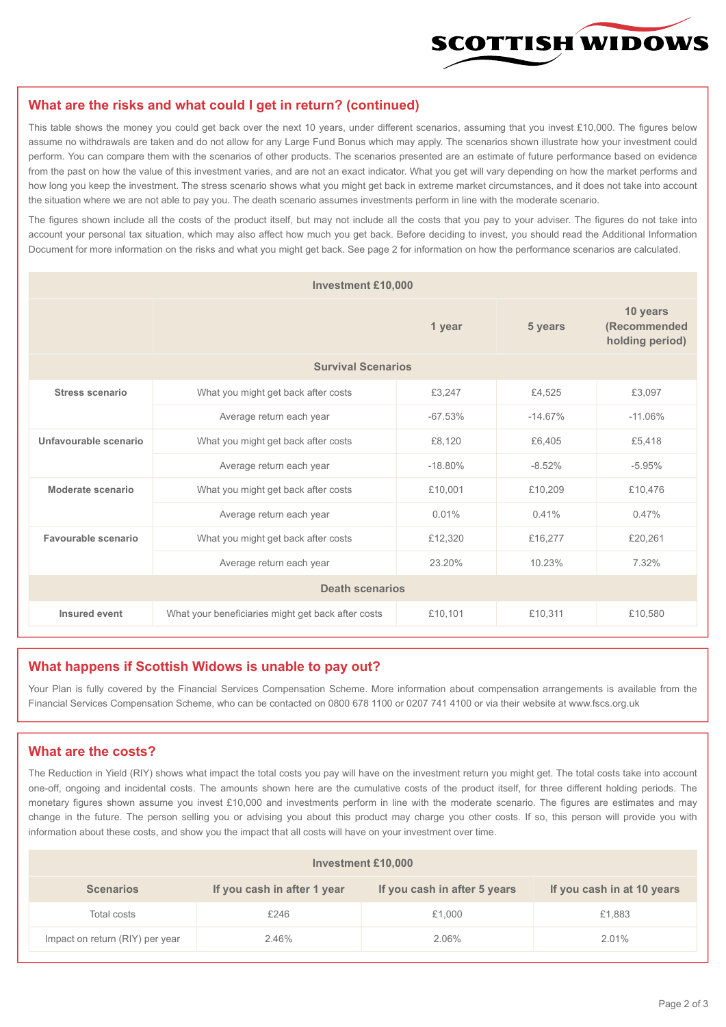## What are the risks and what could I get in return? (continued)

This table shows the money you could get back over the next 10 years, under different scenarios, assuming that you invest £10,000. The figures below assume no withdrawals are taken and do not allow for any Large Fund Bonus which may apply. The scenarios shown illustrate how your investment could perform. You can compare them with the scenarios of other products. The scenarios presented are an estimate of future performance based on evidence from the past on how the value of this investment varies, and are not an exact indicator. What you get will vary depending on how the market performs and how long you keep the investment. The stress scenario shows what you might get back in extreme market circumstances, and it does not take into account the situation where we are not able to pay you. The death scenario assumes investments perform in line with the moderate scenario.

The figures shown include all the costs of the product itself, but may not include all the costs that you pay to your adviser. The figures do not take into account your personal tax situation, which may also affect how much you get back. Before deciding to invest, you should read the Additional Information Document for more information on the risks and what you might get back. See page 2 for information on how the performance scenarios are calculated.

| Investment £10,000 | | | | |
|---|---|---|---|---|
| | | 1 year | 5 years | 10 years (Recommended holding period) |
| **Survival Scenarios** | | | | |
| **Stress scenario** | What you might get back after costs | £3,247 | £4,525 | £3,097 |
| | Average return each year | -67.53% | -14.67% | -11.06% |
| **Unfavourable scenario** | What you might get back after costs | £8,120 | £6,405 | £5,418 |
| | Average return each year | -18.80% | -8.52% | -5.95% |
| **Moderate scenario** | What you might get back after costs | £10,001 | £10,209 | £10,476 |
| | Average return each year | 0.01% | 0.41% | 0.47% |
| **Favourable scenario** | What you might get back after costs | £12,320 | £16,277 | £20,261 |
| | Average return each year | 23.20% | 10.23% | 7.32% |
| **Death scenarios** | | | | |
| **Insured event** | What your beneficiaries might get back after costs | £10,101 | £10,311 | £10,580 |

## What happens if Scottish Widows is unable to pay out?

Your Plan is fully covered by the Financial Services Compensation Scheme. More information about compensation arrangements is available from the Financial Services Compensation Scheme, who can be contacted on 0800 678 1100 or 0207 741 4100 or via their website at www.fscs.org.uk

## What are the costs?

The Reduction in Yield (RIY) shows what impact the total costs you pay will have on the investment return you might get. The total costs take into account one-off, ongoing and incidental costs. The amounts shown here are the cumulative costs of the product itself, for three different holding periods. The monetary figures shown assume you invest £10,000 and investments perform in line with the moderate scenario. The figures are estimates and may change in the future. The person selling you or advising you about this product may charge you other costs. If so, this person will provide you with information about these costs, and show you the impact that all costs will have on your investment over time.

| Investment £10,000 | | | |
|---|---|---|---|
| **Scenarios** | **If you cash in after 1 year** | **If you cash in after 5 years** | **If you cash in at 10 years** |
| Total costs | £246 | £1,000 | £1,883 |
| Impact on return (RIY) per year | 2.46% | 2.06% | 2.01% |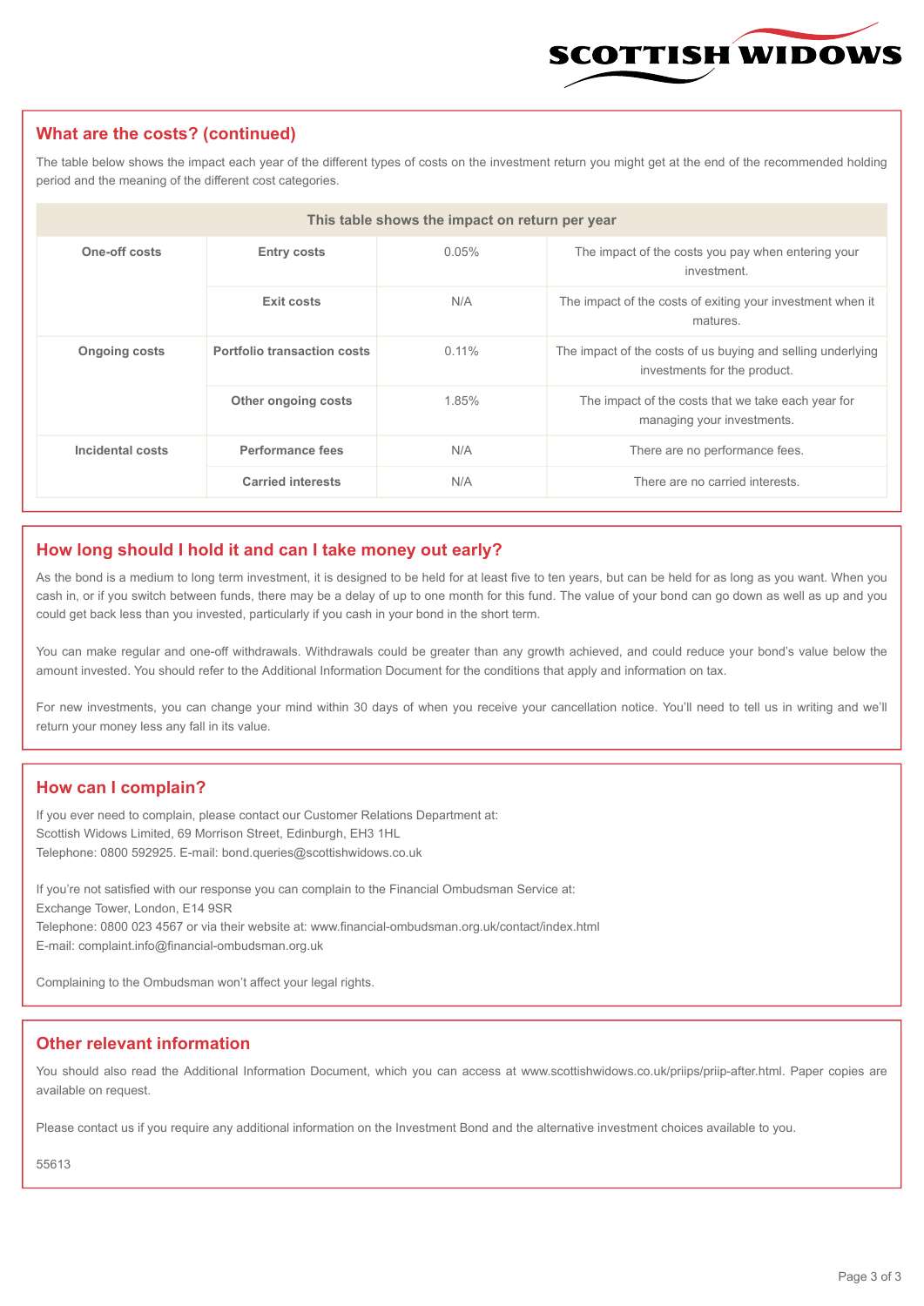## What are the costs? (continued)

The table below shows the impact each year of the different types of costs on the investment return you might get at the end of the recommended holding period and the meaning of the different cost categories.

| This table shows the impact on return per year | | | |
|---|---|---|---|
| **One-off costs** | **Entry costs** | 0.05% | The impact of the costs you pay when entering your investment. |
| | **Exit costs** | N/A | The impact of the costs of exiting your investment when it matures. |
| **Ongoing costs** | **Portfolio transaction costs** | 0.11% | The impact of the costs of us buying and selling underlying investments for the product. |
| | **Other ongoing costs** | 1.85% | The impact of the costs that we take each year for managing your investments. |
| **Incidental costs** | **Performance fees** | N/A | There are no performance fees. |
| | **Carried interests** | N/A | There are no carried interests. |

## How long should I hold it and can I take money out early?

As the bond is a medium to long term investment, it is designed to be held for at least five to ten years, but can be held for as long as you want. When you cash in, or if you switch between funds, there may be a delay of up to one month for this fund. The value of your bond can go down as well as up and you could get back less than you invested, particularly if you cash in your bond in the short term.

You can make regular and one-off withdrawals. Withdrawals could be greater than any growth achieved, and could reduce your bond's value below the amount invested. You should refer to the Additional Information Document for the conditions that apply and information on tax.

For new investments, you can change your mind within 30 days of when you receive your cancellation notice. You'll need to tell us in writing and we'll return your money less any fall in its value.

## How can I complain?

If you ever need to complain, please contact our Customer Relations Department at:
Scottish Widows Limited, 69 Morrison Street, Edinburgh, EH3 1HL
Telephone: 0800 592925. E-mail: bond.queries@scottishwidows.co.uk

If you're not satisfied with our response you can complain to the Financial Ombudsman Service at:
Exchange Tower, London, E14 9SR
Telephone: 0800 023 4567 or via their website at: www.financial-ombudsman.org.uk/contact/index.html
E-mail: complaint.info@financial-ombudsman.org.uk

Complaining to the Ombudsman won't affect your legal rights.

## Other relevant information

You should also read the Additional Information Document, which you can access at www.scottishwidows.co.uk/priips/priip-after.html. Paper copies are available on request.

Please contact us if you require any additional information on the Investment Bond and the alternative investment choices available to you.

55613